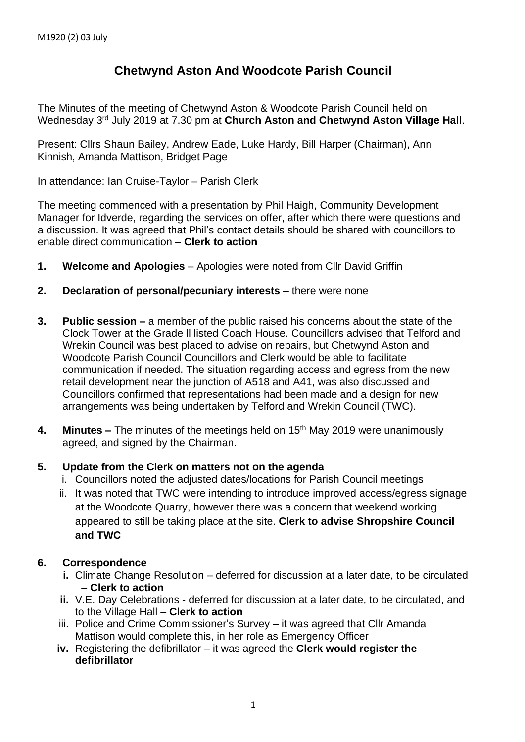# Chetwynd Aston And Woodcote Parish Council

The Minutes of the meeting of Chetwynd Aston & Woodcote Parish Council held on Wednesday 3rd July 2019 at 7.30 pm at **Church Aston and Chetwynd Aston Village Hall**.

Present: Cllrs Shaun Bailey, Andrew Eade, Luke Hardy, Bill Harper (Chairman), Ann Kinnish, Amanda Mattison, Bridget Page

In attendance: Ian Cruise-Taylor – Parish Clerk

The meeting commenced with a presentation by Phil Haigh, Community Development Manager for Idverde, regarding the services on offer, after which there were questions and a discussion. It was agreed that Phil's contact details should be shared with councillors to enable direct communication – **Clerk to action**

1. **Welcome and Apologies** – Apologies were noted from Cllr David Griffin

2. **Declaration of personal/pecuniary interests –** there were none

3. **Public session –** a member of the public raised his concerns about the state of the Clock Tower at the Grade ll listed Coach House. Councillors advised that Telford and Wrekin Council was best placed to advise on repairs, but Chetwynd Aston and Woodcote Parish Council Councillors and Clerk would be able to facilitate communication if needed. The situation regarding access and egress from the new retail development near the junction of A518 and A41, was also discussed and Councillors confirmed that representations had been made and a design for new arrangements was being undertaken by Telford and Wrekin Council (TWC).

4. **Minutes –** The minutes of the meetings held on 15th May 2019 were unanimously agreed, and signed by the Chairman.

5. **Update from the Clerk on matters not on the agenda**
   i. Councillors noted the adjusted dates/locations for Parish Council meetings
   ii. It was noted that TWC were intending to introduce improved access/egress signage at the Woodcote Quarry, however there was a concern that weekend working appeared to still be taking place at the site. **Clerk to advise Shropshire Council and TWC**

6. **Correspondence**
   **i.** Climate Change Resolution – deferred for discussion at a later date, to be circulated – **Clerk to action**
   **ii.** V.E. Day Celebrations - deferred for discussion at a later date, to be circulated, and to the Village Hall – **Clerk to action**
   iii. Police and Crime Commissioner's Survey – it was agreed that Cllr Amanda Mattison would complete this, in her role as Emergency Officer
   **iv.** Registering the defibrillator – it was agreed the **Clerk would register the defibrillator**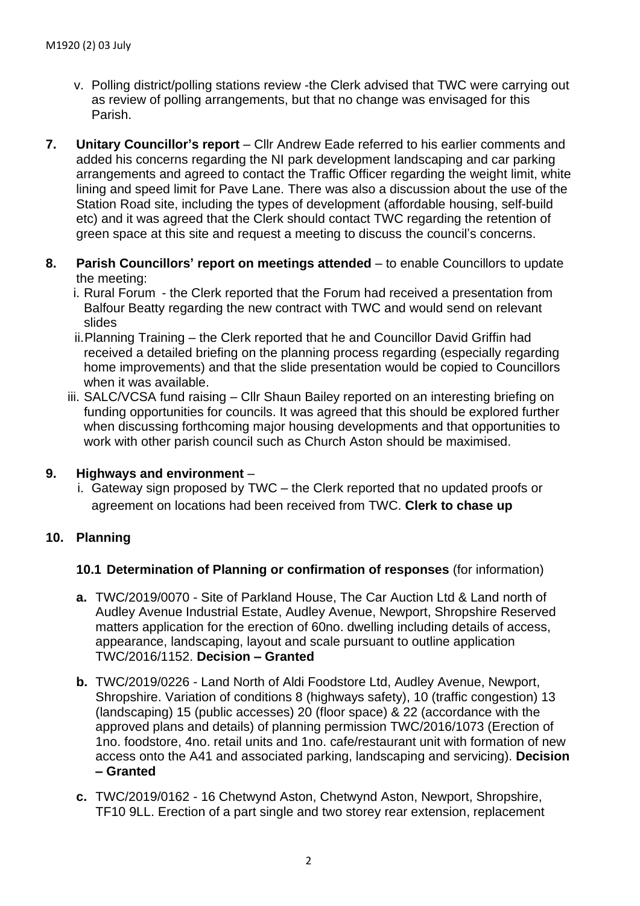v. Polling district/polling stations review -the Clerk advised that TWC were carrying out as review of polling arrangements, but that no change was envisaged for this Parish.

**7. Unitary Councillor's report** – Cllr Andrew Eade referred to his earlier comments and added his concerns regarding the NI park development landscaping and car parking arrangements and agreed to contact the Traffic Officer regarding the weight limit, white lining and speed limit for Pave Lane. There was also a discussion about the use of the Station Road site, including the types of development (affordable housing, self-build etc) and it was agreed that the Clerk should contact TWC regarding the retention of green space at this site and request a meeting to discuss the council's concerns.

**8. Parish Councillors' report on meetings attended** – to enable Councillors to update the meeting:

i. Rural Forum - the Clerk reported that the Forum had received a presentation from Balfour Beatty regarding the new contract with TWC and would send on relevant slides

ii. Planning Training – the Clerk reported that he and Councillor David Griffin had received a detailed briefing on the planning process regarding (especially regarding home improvements) and that the slide presentation would be copied to Councillors when it was available.

iii. SALC/VCSA fund raising – Cllr Shaun Bailey reported on an interesting briefing on funding opportunities for councils. It was agreed that this should be explored further when discussing forthcoming major housing developments and that opportunities to work with other parish council such as Church Aston should be maximised.

**9. Highways and environment** –

i. Gateway sign proposed by TWC – the Clerk reported that no updated proofs or agreement on locations had been received from TWC. **Clerk to chase up**

**10. Planning**

**10.1 Determination of Planning or confirmation of responses** (for information)

**a.** TWC/2019/0070 - Site of Parkland House, The Car Auction Ltd & Land north of Audley Avenue Industrial Estate, Audley Avenue, Newport, Shropshire Reserved matters application for the erection of 60no. dwelling including details of access, appearance, landscaping, layout and scale pursuant to outline application TWC/2016/1152. **Decision – Granted**

**b.** TWC/2019/0226 - Land North of Aldi Foodstore Ltd, Audley Avenue, Newport, Shropshire. Variation of conditions 8 (highways safety), 10 (traffic congestion) 13 (landscaping) 15 (public accesses) 20 (floor space) & 22 (accordance with the approved plans and details) of planning permission TWC/2016/1073 (Erection of 1no. foodstore, 4no. retail units and 1no. cafe/restaurant unit with formation of new access onto the A41 and associated parking, landscaping and servicing). **Decision – Granted**

**c.** TWC/2019/0162 - 16 Chetwynd Aston, Chetwynd Aston, Newport, Shropshire, TF10 9LL. Erection of a part single and two storey rear extension, replacement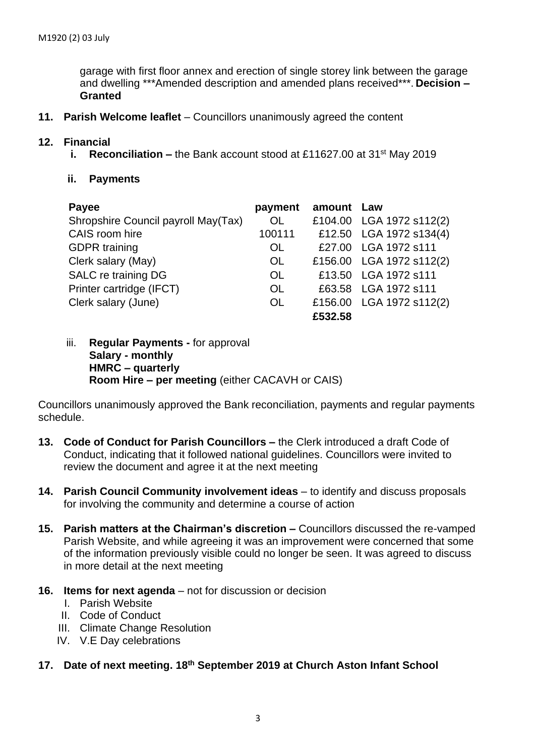garage with first floor annex and erection of single storey link between the garage and dwelling ***Amended description and amended plans received***. **Decision – Granted**

**11. Parish Welcome leaflet** – Councillors unanimously agreed the content

**12. Financial**

**i. Reconciliation –** the Bank account stood at £11627.00 at 31st May 2019

**ii. Payments**

| Payee | payment | amount | Law |
|---|---|---|---|
| Shropshire Council payroll May(Tax) | OL | £104.00 | LGA 1972 s112(2) |
| CAIS room hire | 100111 | £12.50 | LGA 1972 s134(4) |
| GDPR training | OL | £27.00 | LGA 1972 s111 |
| Clerk salary (May) | OL | £156.00 | LGA 1972 s112(2) |
| SALC re training DG | OL | £13.50 | LGA 1972 s111 |
| Printer cartridge (IFCT) | OL | £63.58 | LGA 1972 s111 |
| Clerk salary (June) | OL | £156.00 | LGA 1972 s112(2) |
| | | **£532.58** | |

iii. **Regular Payments -** for approval
**Salary - monthly**
**HMRC – quarterly**
**Room Hire – per meeting** (either CACAVH or CAIS)

Councillors unanimously approved the Bank reconciliation, payments and regular payments schedule.

**13. Code of Conduct for Parish Councillors –** the Clerk introduced a draft Code of Conduct, indicating that it followed national guidelines. Councillors were invited to review the document and agree it at the next meeting

**14. Parish Council Community involvement ideas** – to identify and discuss proposals for involving the community and determine a course of action

**15. Parish matters at the Chairman's discretion –** Councillors discussed the re-vamped Parish Website, and while agreeing it was an improvement were concerned that some of the information previously visible could no longer be seen. It was agreed to discuss in more detail at the next meeting

**16. Items for next agenda** – not for discussion or decision

I. Parish Website
II. Code of Conduct
III. Climate Change Resolution
IV. V.E Day celebrations

**17. Date of next meeting. 18th September 2019 at Church Aston Infant School**